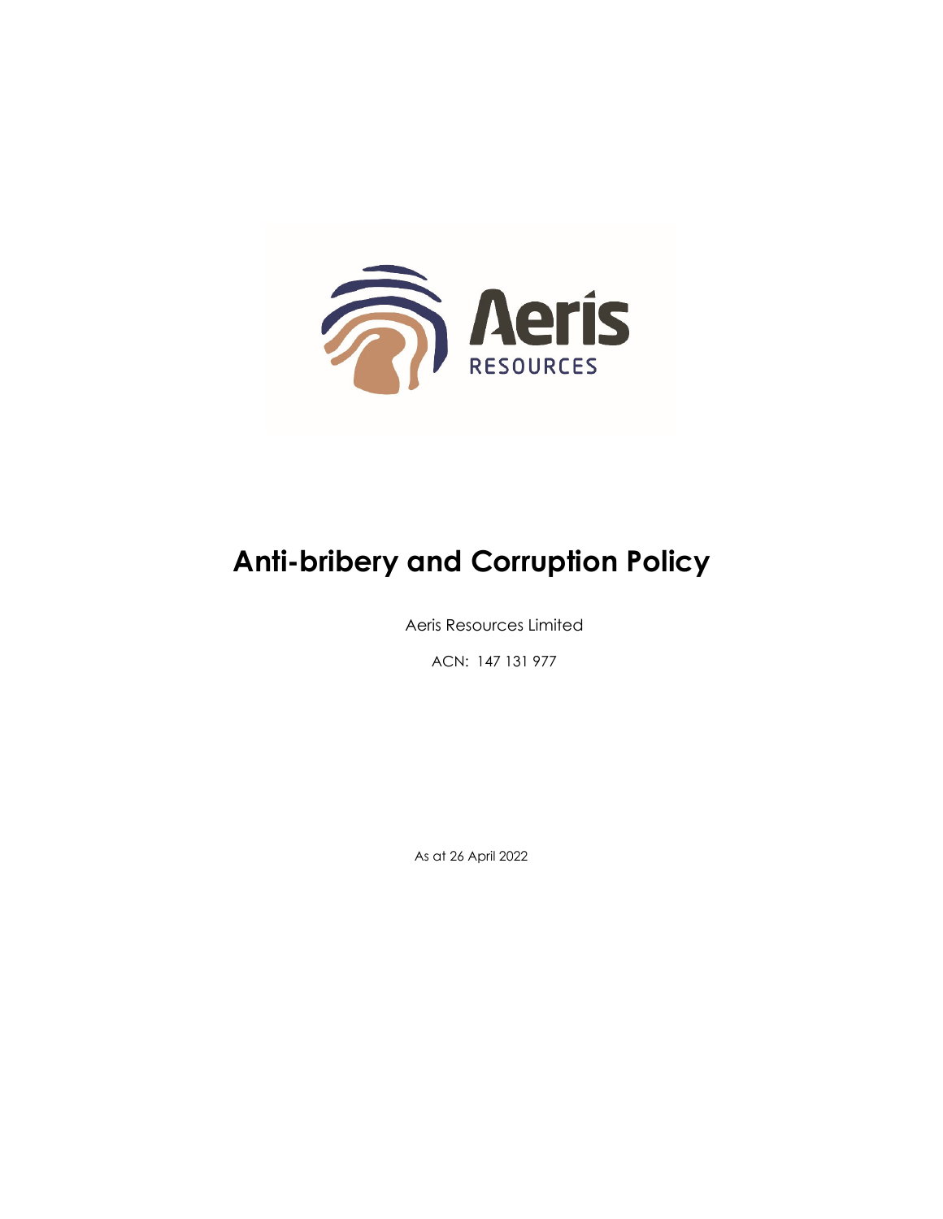# Anti-bribery and Corruption Policy

Aeris Resources Limited

ACN: 147 131 977

As at 26 April 2022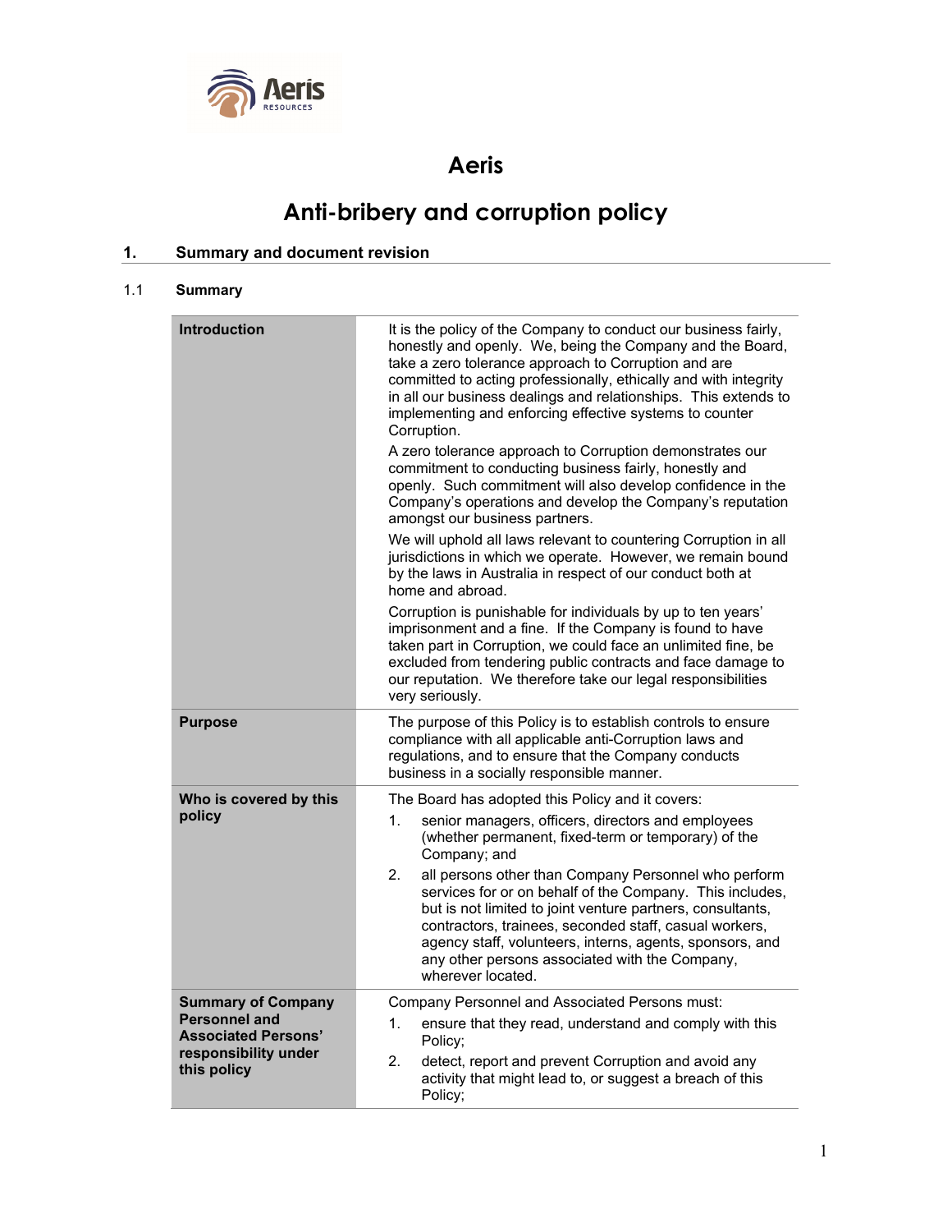# Aeris

# Anti-bribery and corruption policy

## 1. Summary and document revision

### 1.1 Summary

| | |
|---|---|
| **Introduction** | It is the policy of the Company to conduct our business fairly, honestly and openly. We, being the Company and the Board, take a zero tolerance approach to Corruption and are committed to acting professionally, ethically and with integrity in all our business dealings and relationships. This extends to implementing and enforcing effective systems to counter Corruption.<br><br>A zero tolerance approach to Corruption demonstrates our commitment to conducting business fairly, honestly and openly. Such commitment will also develop confidence in the Company's operations and develop the Company's reputation amongst our business partners.<br><br>We will uphold all laws relevant to countering Corruption in all jurisdictions in which we operate. However, we remain bound by the laws in Australia in respect of our conduct both at home and abroad.<br><br>Corruption is punishable for individuals by up to ten years' imprisonment and a fine. If the Company is found to have taken part in Corruption, we could face an unlimited fine, be excluded from tendering public contracts and face damage to our reputation. We therefore take our legal responsibilities very seriously. |
| **Purpose** | The purpose of this Policy is to establish controls to ensure compliance with all applicable anti-Corruption laws and regulations, and to ensure that the Company conducts business in a socially responsible manner. |
| **Who is covered by this policy** | The Board has adopted this Policy and it covers:<br>1. senior managers, officers, directors and employees (whether permanent, fixed-term or temporary) of the Company; and<br>2. all persons other than Company Personnel who perform services for or on behalf of the Company. This includes, but is not limited to joint venture partners, consultants, contractors, trainees, seconded staff, casual workers, agency staff, volunteers, interns, agents, sponsors, and any other persons associated with the Company, wherever located. |
| **Summary of Company Personnel and Associated Persons' responsibility under this policy** | Company Personnel and Associated Persons must:<br>1. ensure that they read, understand and comply with this Policy;<br>2. detect, report and prevent Corruption and avoid any activity that might lead to, or suggest a breach of this Policy; |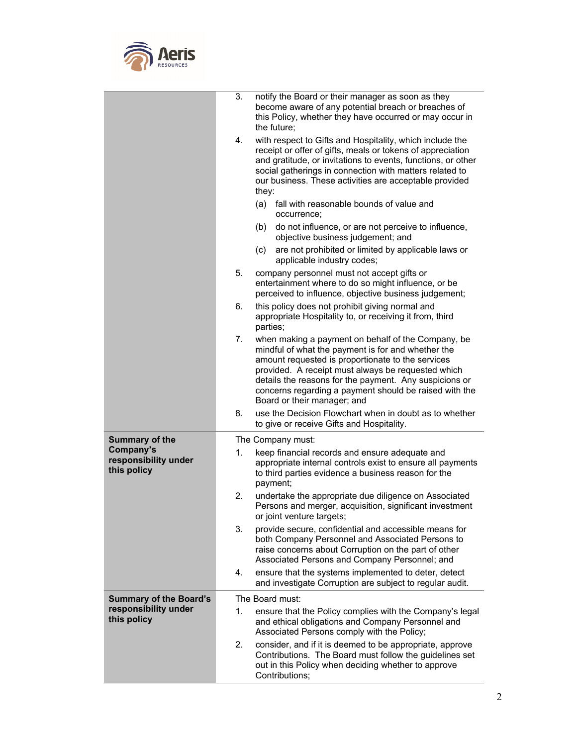| | |
|---|---|
| | 3. notify the Board or their manager as soon as they become aware of any potential breach or breaches of this Policy, whether they have occurred or may occur in the future;<br>4. with respect to Gifts and Hospitality, which include the receipt or offer of gifts, meals or tokens of appreciation and gratitude, or invitations to events, functions, or other social gatherings in connection with matters related to our business. These activities are acceptable provided they:<br>(a) fall with reasonable bounds of value and occurrence;<br>(b) do not influence, or are not perceive to influence, objective business judgement; and<br>(c) are not prohibited or limited by applicable laws or applicable industry codes;<br>5. company personnel must not accept gifts or entertainment where to do so might influence, or be perceived to influence, objective business judgement;<br>6. this policy does not prohibit giving normal and appropriate Hospitality to, or receiving it from, third parties;<br>7. when making a payment on behalf of the Company, be mindful of what the payment is for and whether the amount requested is proportionate to the services provided. A receipt must always be requested which details the reasons for the payment. Any suspicions or concerns regarding a payment should be raised with the Board or their manager; and<br>8. use the Decision Flowchart when in doubt as to whether to give or receive Gifts and Hospitality. |
| **Summary of the Company's responsibility under this policy** | The Company must:<br>1. keep financial records and ensure adequate and appropriate internal controls exist to ensure all payments to third parties evidence a business reason for the payment;<br>2. undertake the appropriate due diligence on Associated Persons and merger, acquisition, significant investment or joint venture targets;<br>3. provide secure, confidential and accessible means for both Company Personnel and Associated Persons to raise concerns about Corruption on the part of other Associated Persons and Company Personnel; and<br>4. ensure that the systems implemented to deter, detect and investigate Corruption are subject to regular audit. |
| **Summary of the Board's responsibility under this policy** | The Board must:<br>1. ensure that the Policy complies with the Company's legal and ethical obligations and Company Personnel and Associated Persons comply with the Policy;<br>2. consider, and if it is deemed to be appropriate, approve Contributions. The Board must follow the guidelines set out in this Policy when deciding whether to approve Contributions; |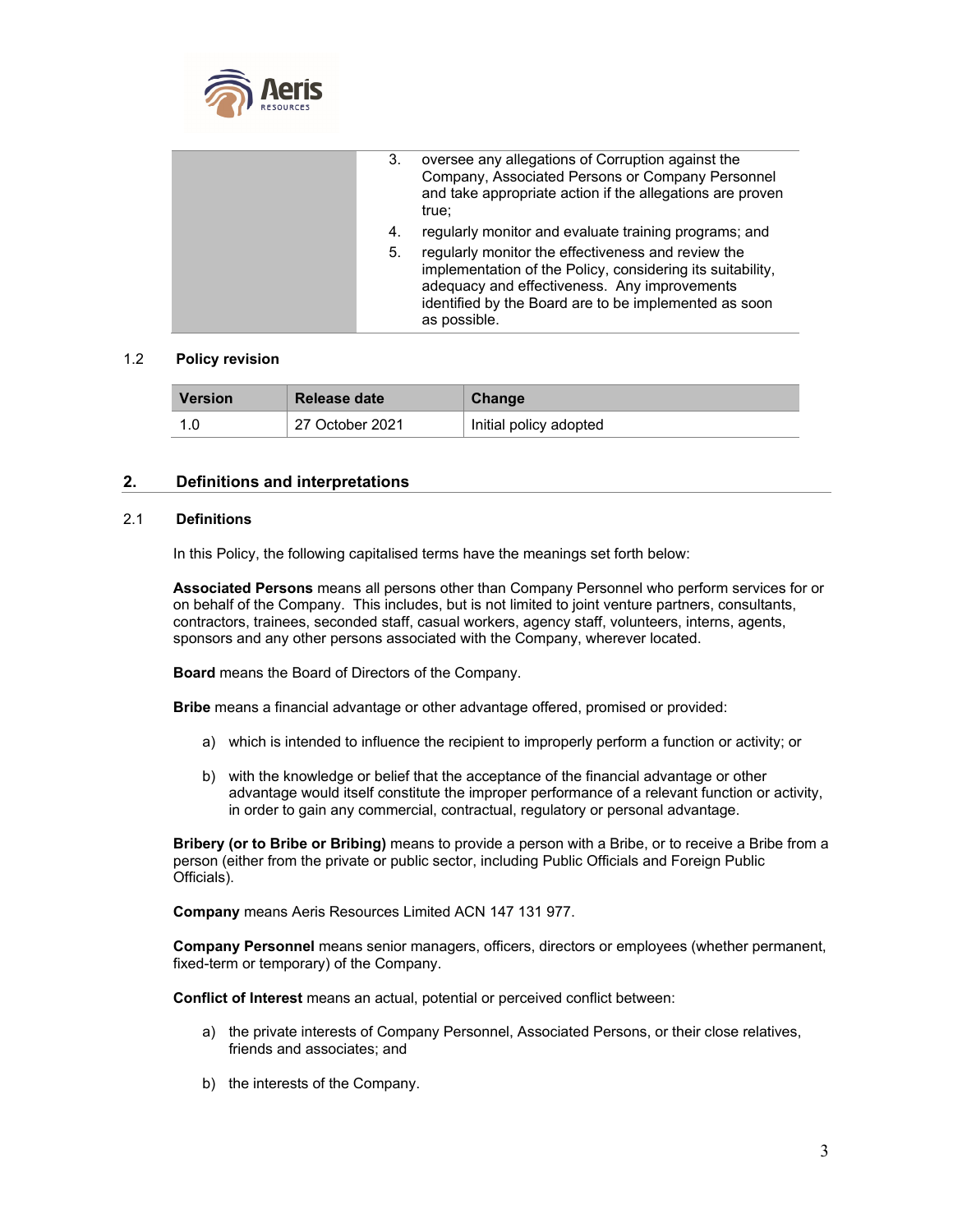| | |
|---|---|
| | 3. oversee any allegations of Corruption against the Company, Associated Persons or Company Personnel and take appropriate action if the allegations are proven true;<br>4. regularly monitor and evaluate training programs; and<br>5. regularly monitor the effectiveness and review the implementation of the Policy, considering its suitability, adequacy and effectiveness. Any improvements identified by the Board are to be implemented as soon as possible. |

### 1.2 Policy revision

| Version | Release date | Change |
|---|---|---|
| 1.0 | 27 October 2021 | Initial policy adopted |

## 2. Definitions and interpretations

### 2.1 Definitions

In this Policy, the following capitalised terms have the meanings set forth below:

**Associated Persons** means all persons other than Company Personnel who perform services for or on behalf of the Company. This includes, but is not limited to joint venture partners, consultants, contractors, trainees, seconded staff, casual workers, agency staff, volunteers, interns, agents, sponsors and any other persons associated with the Company, wherever located.

**Board** means the Board of Directors of the Company.

**Bribe** means a financial advantage or other advantage offered, promised or provided:

a) which is intended to influence the recipient to improperly perform a function or activity; or

b) with the knowledge or belief that the acceptance of the financial advantage or other advantage would itself constitute the improper performance of a relevant function or activity, in order to gain any commercial, contractual, regulatory or personal advantage.

**Bribery (or to Bribe or Bribing)** means to provide a person with a Bribe, or to receive a Bribe from a person (either from the private or public sector, including Public Officials and Foreign Public Officials).

**Company** means Aeris Resources Limited ACN 147 131 977.

**Company Personnel** means senior managers, officers, directors or employees (whether permanent, fixed-term or temporary) of the Company.

**Conflict of Interest** means an actual, potential or perceived conflict between:

a) the private interests of Company Personnel, Associated Persons, or their close relatives, friends and associates; and

b) the interests of the Company.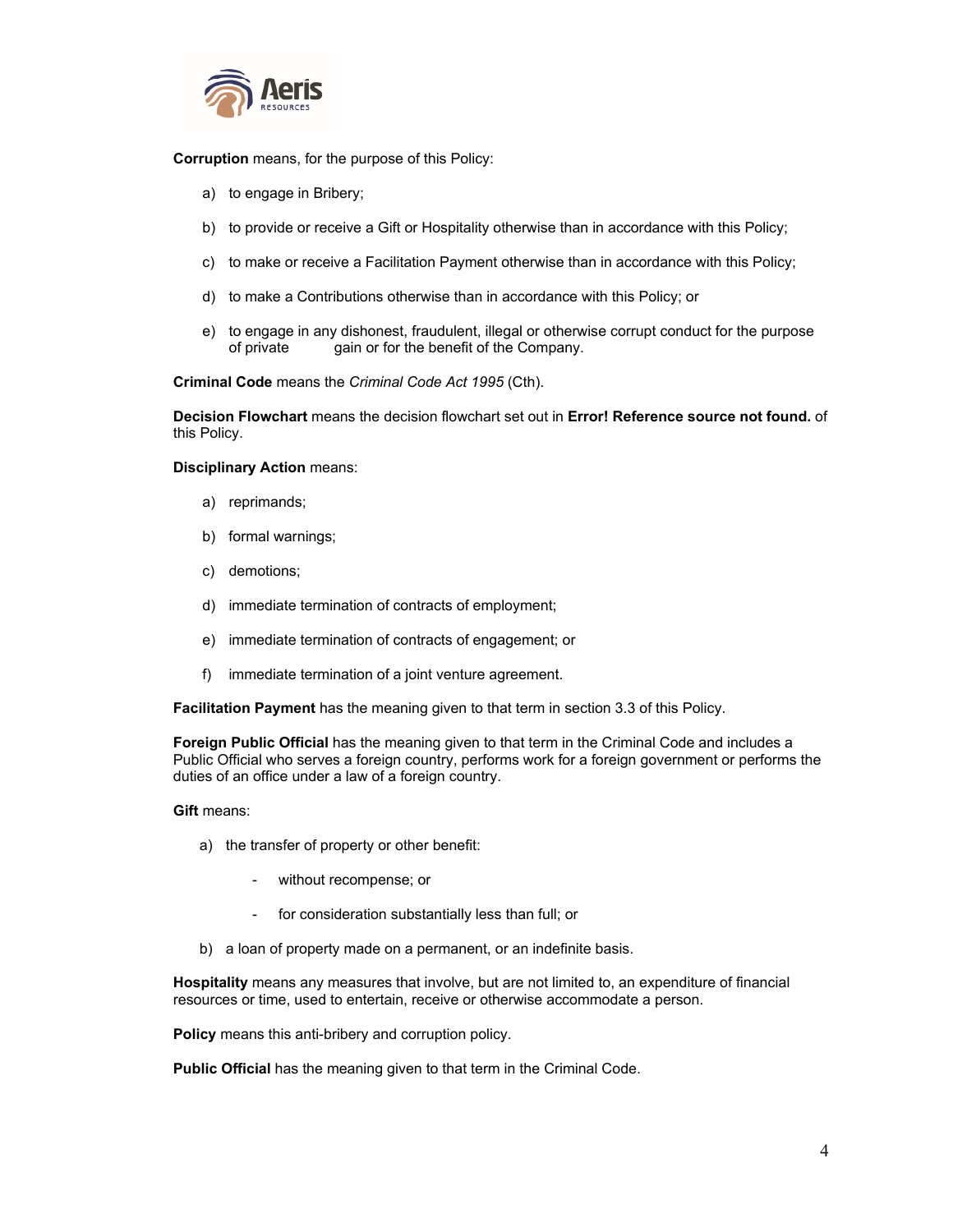**Corruption** means, for the purpose of this Policy:

a) to engage in Bribery;

b) to provide or receive a Gift or Hospitality otherwise than in accordance with this Policy;

c) to make or receive a Facilitation Payment otherwise than in accordance with this Policy;

d) to make a Contributions otherwise than in accordance with this Policy; or

e) to engage in any dishonest, fraudulent, illegal or otherwise corrupt conduct for the purpose of private gain or for the benefit of the Company.

**Criminal Code** means the *Criminal Code Act 1995* (Cth).

**Decision Flowchart** means the decision flowchart set out in **Error! Reference source not found.** of this Policy.

**Disciplinary Action** means:

a) reprimands;

b) formal warnings;

c) demotions;

d) immediate termination of contracts of employment;

e) immediate termination of contracts of engagement; or

f) immediate termination of a joint venture agreement.

**Facilitation Payment** has the meaning given to that term in section 3.3 of this Policy.

**Foreign Public Official** has the meaning given to that term in the Criminal Code and includes a Public Official who serves a foreign country, performs work for a foreign government or performs the duties of an office under a law of a foreign country.

**Gift** means:

a) the transfer of property or other benefit:

   - without recompense; or
   - for consideration substantially less than full; or

b) a loan of property made on a permanent, or an indefinite basis.

**Hospitality** means any measures that involve, but are not limited to, an expenditure of financial resources or time, used to entertain, receive or otherwise accommodate a person.

**Policy** means this anti-bribery and corruption policy.

**Public Official** has the meaning given to that term in the Criminal Code.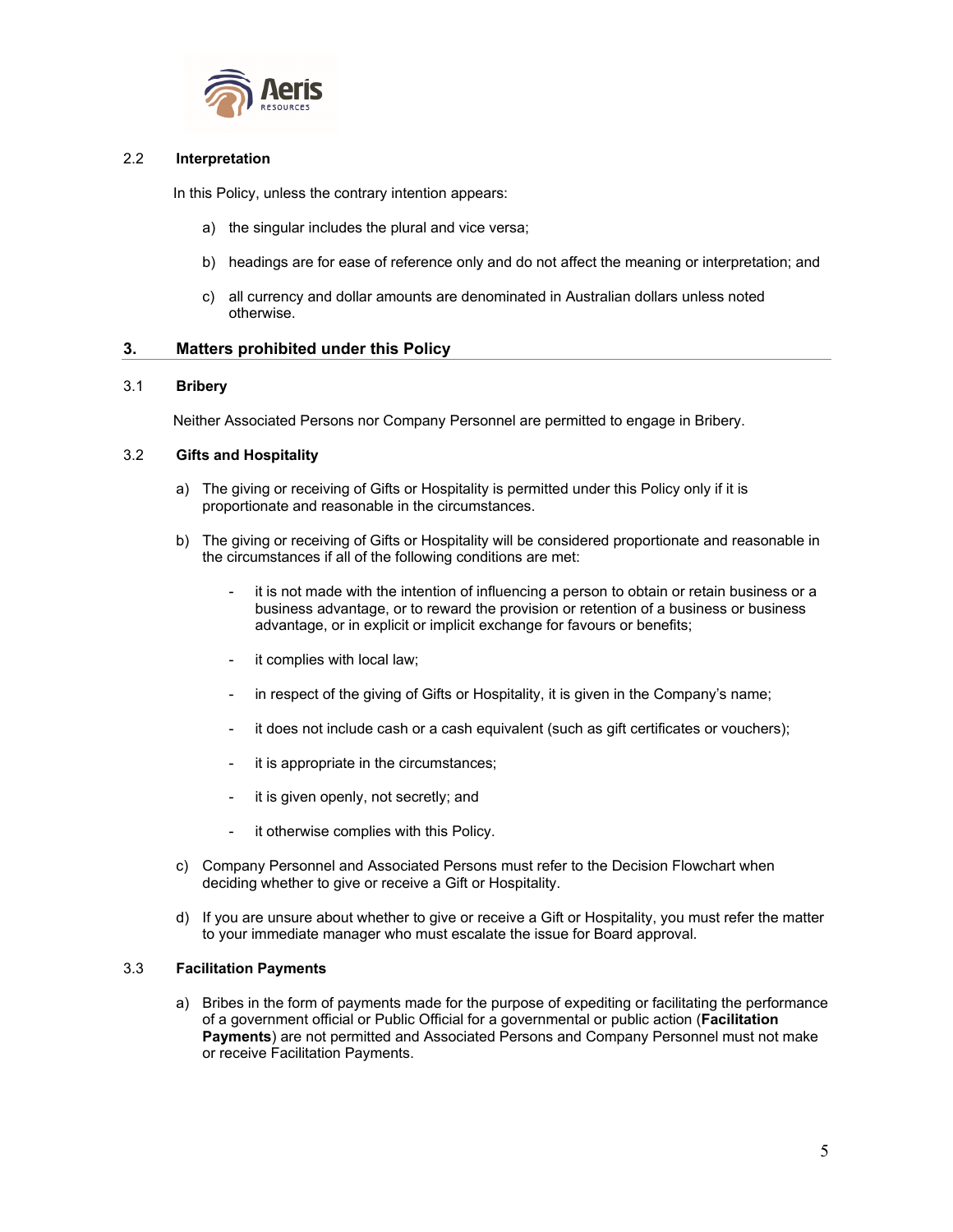### 2.2 Interpretation

In this Policy, unless the contrary intention appears:

a) the singular includes the plural and vice versa;

b) headings are for ease of reference only and do not affect the meaning or interpretation; and

c) all currency and dollar amounts are denominated in Australian dollars unless noted otherwise.

## 3. Matters prohibited under this Policy

### 3.1 Bribery

Neither Associated Persons nor Company Personnel are permitted to engage in Bribery.

### 3.2 Gifts and Hospitality

a) The giving or receiving of Gifts or Hospitality is permitted under this Policy only if it is proportionate and reasonable in the circumstances.

b) The giving or receiving of Gifts or Hospitality will be considered proportionate and reasonable in the circumstances if all of the following conditions are met:

   - it is not made with the intention of influencing a person to obtain or retain business or a business advantage, or to reward the provision or retention of a business or business advantage, or in explicit or implicit exchange for favours or benefits;
   - it complies with local law;
   - in respect of the giving of Gifts or Hospitality, it is given in the Company's name;
   - it does not include cash or a cash equivalent (such as gift certificates or vouchers);
   - it is appropriate in the circumstances;
   - it is given openly, not secretly; and
   - it otherwise complies with this Policy.

c) Company Personnel and Associated Persons must refer to the Decision Flowchart when deciding whether to give or receive a Gift or Hospitality.

d) If you are unsure about whether to give or receive a Gift or Hospitality, you must refer the matter to your immediate manager who must escalate the issue for Board approval.

### 3.3 Facilitation Payments

a) Bribes in the form of payments made for the purpose of expediting or facilitating the performance of a government official or Public Official for a governmental or public action (**Facilitation Payments**) are not permitted and Associated Persons and Company Personnel must not make or receive Facilitation Payments.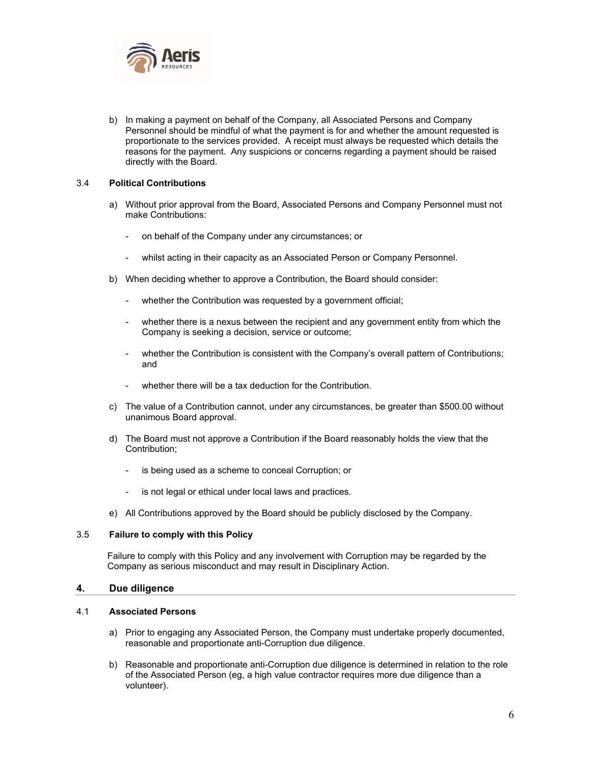b) In making a payment on behalf of the Company, all Associated Persons and Company Personnel should be mindful of what the payment is for and whether the amount requested is proportionate to the services provided. A receipt must always be requested which details the reasons for the payment. Any suspicions or concerns regarding a payment should be raised directly with the Board.

### 3.4 Political Contributions

a) Without prior approval from the Board, Associated Persons and Company Personnel must not make Contributions:

- on behalf of the Company under any circumstances; or
- whilst acting in their capacity as an Associated Person or Company Personnel.

b) When deciding whether to approve a Contribution, the Board should consider:

- whether the Contribution was requested by a government official;
- whether there is a nexus between the recipient and any government entity from which the Company is seeking a decision, service or outcome;
- whether the Contribution is consistent with the Company's overall pattern of Contributions; and
- whether there will be a tax deduction for the Contribution.

c) The value of a Contribution cannot, under any circumstances, be greater than $500.00 without unanimous Board approval.

d) The Board must not approve a Contribution if the Board reasonably holds the view that the Contribution;

- is being used as a scheme to conceal Corruption; or
- is not legal or ethical under local laws and practices.

e) All Contributions approved by the Board should be publicly disclosed by the Company.

### 3.5 Failure to comply with this Policy

Failure to comply with this Policy and any involvement with Corruption may be regarded by the Company as serious misconduct and may result in Disciplinary Action.

## 4. Due diligence

### 4.1 Associated Persons

a) Prior to engaging any Associated Person, the Company must undertake properly documented, reasonable and proportionate anti-Corruption due diligence.

b) Reasonable and proportionate anti-Corruption due diligence is determined in relation to the role of the Associated Person (eg, a high value contractor requires more due diligence than a volunteer).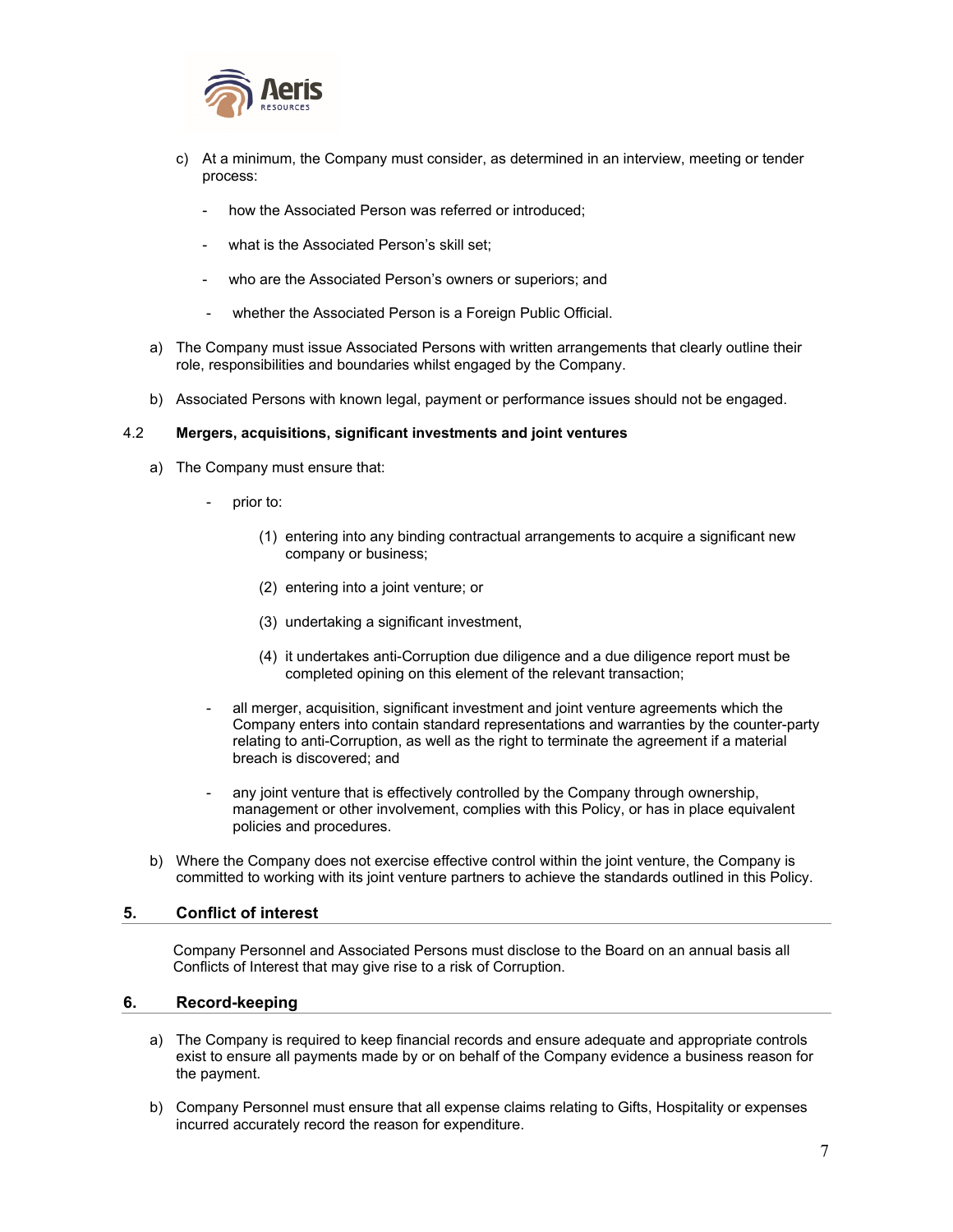c) At a minimum, the Company must consider, as determined in an interview, meeting or tender process:

   - how the Associated Person was referred or introduced;
   - what is the Associated Person's skill set;
   - who are the Associated Person's owners or superiors; and
   - whether the Associated Person is a Foreign Public Official.

a) The Company must issue Associated Persons with written arrangements that clearly outline their role, responsibilities and boundaries whilst engaged by the Company.

b) Associated Persons with known legal, payment or performance issues should not be engaged.

### 4.2 Mergers, acquisitions, significant investments and joint ventures

a) The Company must ensure that:

   - prior to:

     (1) entering into any binding contractual arrangements to acquire a significant new company or business;

     (2) entering into a joint venture; or

     (3) undertaking a significant investment,

     (4) it undertakes anti-Corruption due diligence and a due diligence report must be completed opining on this element of the relevant transaction;

   - all merger, acquisition, significant investment and joint venture agreements which the Company enters into contain standard representations and warranties by the counter-party relating to anti-Corruption, as well as the right to terminate the agreement if a material breach is discovered; and

   - any joint venture that is effectively controlled by the Company through ownership, management or other involvement, complies with this Policy, or has in place equivalent policies and procedures.

b) Where the Company does not exercise effective control within the joint venture, the Company is committed to working with its joint venture partners to achieve the standards outlined in this Policy.

## 5. Conflict of interest

Company Personnel and Associated Persons must disclose to the Board on an annual basis all Conflicts of Interest that may give rise to a risk of Corruption.

## 6. Record-keeping

a) The Company is required to keep financial records and ensure adequate and appropriate controls exist to ensure all payments made by or on behalf of the Company evidence a business reason for the payment.

b) Company Personnel must ensure that all expense claims relating to Gifts, Hospitality or expenses incurred accurately record the reason for expenditure.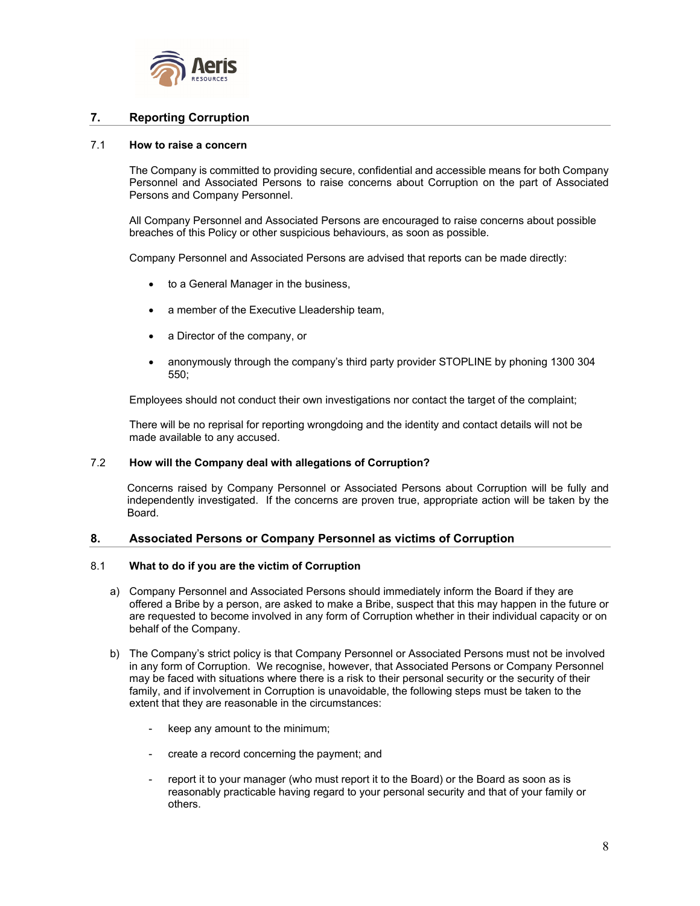## 7. Reporting Corruption

### 7.1 How to raise a concern

The Company is committed to providing secure, confidential and accessible means for both Company Personnel and Associated Persons to raise concerns about Corruption on the part of Associated Persons and Company Personnel.

All Company Personnel and Associated Persons are encouraged to raise concerns about possible breaches of this Policy or other suspicious behaviours, as soon as possible.

Company Personnel and Associated Persons are advised that reports can be made directly:

- to a General Manager in the business,
- a member of the Executive Lleadership team,
- a Director of the company, or
- anonymously through the company's third party provider STOPLINE by phoning 1300 304 550;

Employees should not conduct their own investigations nor contact the target of the complaint;

There will be no reprisal for reporting wrongdoing and the identity and contact details will not be made available to any accused.

### 7.2 How will the Company deal with allegations of Corruption?

Concerns raised by Company Personnel or Associated Persons about Corruption will be fully and independently investigated. If the concerns are proven true, appropriate action will be taken by the Board.

## 8. Associated Persons or Company Personnel as victims of Corruption

### 8.1 What to do if you are the victim of Corruption

a) Company Personnel and Associated Persons should immediately inform the Board if they are offered a Bribe by a person, are asked to make a Bribe, suspect that this may happen in the future or are requested to become involved in any form of Corruption whether in their individual capacity or on behalf of the Company.

b) The Company's strict policy is that Company Personnel or Associated Persons must not be involved in any form of Corruption. We recognise, however, that Associated Persons or Company Personnel may be faced with situations where there is a risk to their personal security or the security of their family, and if involvement in Corruption is unavoidable, the following steps must be taken to the extent that they are reasonable in the circumstances:

- keep any amount to the minimum;
- create a record concerning the payment; and
- report it to your manager (who must report it to the Board) or the Board as soon as is reasonably practicable having regard to your personal security and that of your family or others.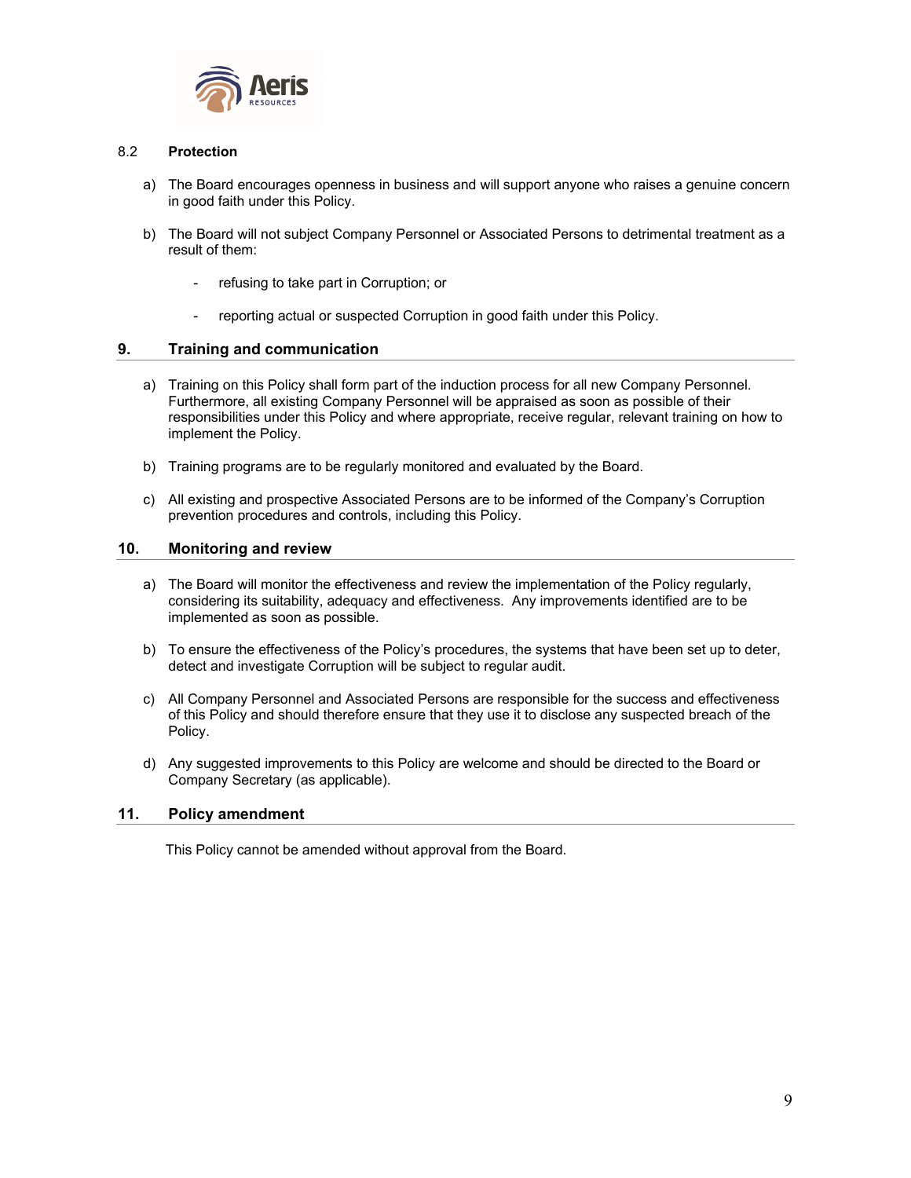### 8.2 Protection

a) The Board encourages openness in business and will support anyone who raises a genuine concern in good faith under this Policy.

b) The Board will not subject Company Personnel or Associated Persons to detrimental treatment as a result of them:

- refusing to take part in Corruption; or
- reporting actual or suspected Corruption in good faith under this Policy.

## 9. Training and communication

a) Training on this Policy shall form part of the induction process for all new Company Personnel. Furthermore, all existing Company Personnel will be appraised as soon as possible of their responsibilities under this Policy and where appropriate, receive regular, relevant training on how to implement the Policy.

b) Training programs are to be regularly monitored and evaluated by the Board.

c) All existing and prospective Associated Persons are to be informed of the Company's Corruption prevention procedures and controls, including this Policy.

## 10. Monitoring and review

a) The Board will monitor the effectiveness and review the implementation of the Policy regularly, considering its suitability, adequacy and effectiveness. Any improvements identified are to be implemented as soon as possible.

b) To ensure the effectiveness of the Policy's procedures, the systems that have been set up to deter, detect and investigate Corruption will be subject to regular audit.

c) All Company Personnel and Associated Persons are responsible for the success and effectiveness of this Policy and should therefore ensure that they use it to disclose any suspected breach of the Policy.

d) Any suggested improvements to this Policy are welcome and should be directed to the Board or Company Secretary (as applicable).

## 11. Policy amendment

This Policy cannot be amended without approval from the Board.